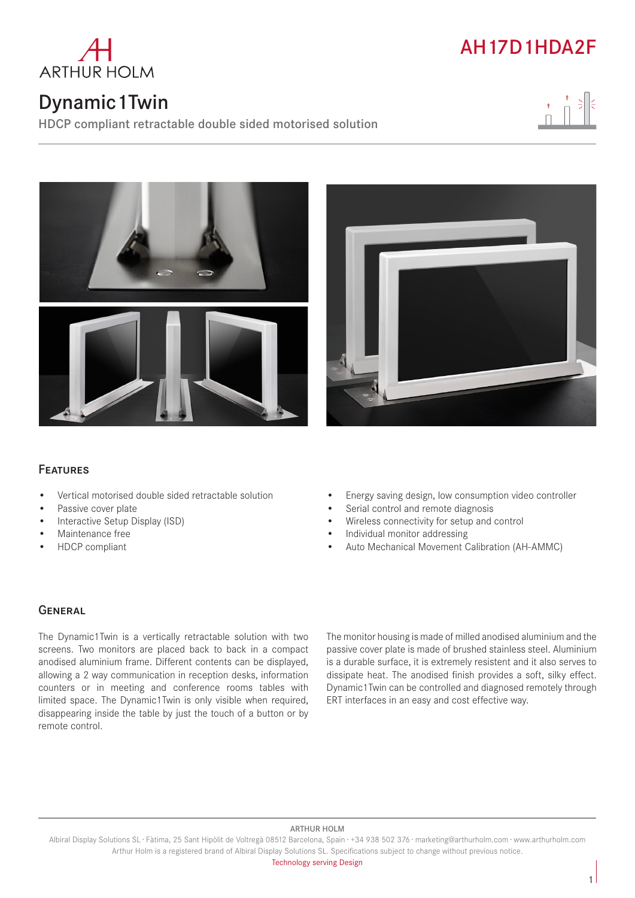ARTHUR HOLM

# AH17D1HDA2F

## Dynamic1Twin

HDCP compliant retractable double sided motorised solution

### Features

- Vertical motorised double sided retractable solution
- Passive cover plate
- Interactive Setup Display (ISD)
- Maintenance free
- HDCP compliant
- Energy saving design, low consumption video controller
- Serial control and remote diagnosis
- Wireless connectivity for setup and control
- Individual monitor addressing
- Auto Mechanical Movement Calibration (AH-AMMC)

### General

The Dynamic1Twin is a vertically retractable solution with two screens. Two monitors are placed back to back in a compact anodised aluminium frame. Different contents can be displayed, allowing a 2 way communication in reception desks, information counters or in meeting and conference rooms tables with limited space. The Dynamic1Twin is only visible when required, disappearing inside the table by just the touch of a button or by remote control.

The monitor housing is made of milled anodised aluminium and the passive cover plate is made of brushed stainless steel. Aluminium is a durable surface, it is extremely resistent and it also serves to dissipate heat. The anodised finish provides a soft, silky effect. Dynamic1Twin can be controlled and diagnosed remotely through ERT interfaces in an easy and cost effective way.

ARTHUR HOLM

Albiral Display Solutions SL · Fàtima, 25 Sant Hipòlit de Voltregà 08512 Barcelona, Spain · +34 938 502 376 · marketing@arthurholm.com · www.arthurholm.com
Arthur Holm is a registered brand of Albiral Display Solutions SL. Specifications subject to change without previous notice.
Technology serving Design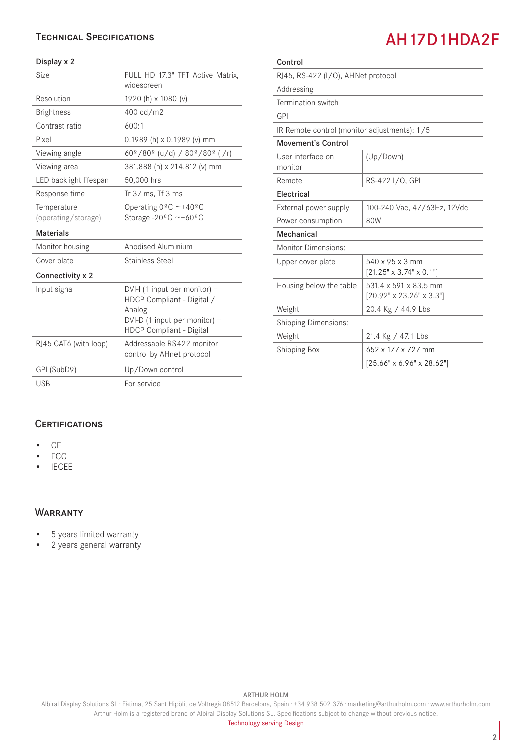## Technical Specifications

# AH17D1HDA2F

| Display x 2 | |
|---|---|
| Size | FULL HD 17.3" TFT Active Matrix, widescreen |
| Resolution | 1920 (h) x 1080 (v) |
| Brightness | 400 cd/m2 |
| Contrast ratio | 600:1 |
| Pixel | 0.1989 (h) x 0.1989 (v) mm |
| Viewing angle | 60º/80º (u/d) / 80º/80º (l/r) |
| Viewing area | 381.888 (h) x 214.812 (v) mm |
| LED backlight lifespan | 50,000 hrs |
| Response time | Tr 37 ms, Tf 3 ms |
| Temperature (operating/storage) | Operating 0ºC ~+40ºC<br>Storage -20ºC ~+60ºC |
| **Materials** | |
| Monitor housing | Anodised Aluminium |
| Cover plate | Stainless Steel |
| **Connectivity x 2** | |
| Input signal | DVI-I (1 input per monitor) – HDCP Compliant - Digital / Analog<br>DVI-D (1 input per monitor) – HDCP Compliant - Digital |
| RJ45 CAT6 (with loop) | Addressable RS422 monitor control by AHnet protocol |
| GPI (SubD9) | Up/Down control |
| USB | For service |

| Control | |
|---|---|
| RJ45, RS-422 (I/O), AHNet protocol | |
| Addressing | |
| Termination switch | |
| GPI | |
| IR Remote control (monitor adjustments): 1/5 | |
| **Movement's Control** | |
| User interface on monitor | (Up/Down) |
| Remote | RS-422 I/O, GPI |
| **Electrical** | |
| External power supply | 100-240 Vac, 47/63Hz, 12Vdc |
| Power consumption | 80W |
| **Mechanical** | |
| Monitor Dimensions: | |
| Upper cover plate | 540 x 95 x 3 mm<br>[21.25" x 3.74" x 0.1"] |
| Housing below the table | 531.4 x 591 x 83.5 mm<br>[20.92" x 23.26" x 3.3"] |
| Weight | 20.4 Kg / 44.9 Lbs |
| Shipping Dimensions: | |
| Weight | 21.4 Kg / 47.1 Lbs |
| Shipping Box | 652 x 177 x 727 mm<br>[25.66" x 6.96" x 28.62"] |

## Certifications

- CE
- FCC
- IECEE

## Warranty

- 5 years limited warranty
- 2 years general warranty

ARTHUR HOLM

Albiral Display Solutions SL · Fàtima, 25 Sant Hipòlit de Voltregà 08512 Barcelona, Spain · +34 938 502 376 · marketing@arthurholm.com · www.arthurholm.com
Arthur Holm is a registered brand of Albiral Display Solutions SL. Specifications subject to change without previous notice.
Technology serving Design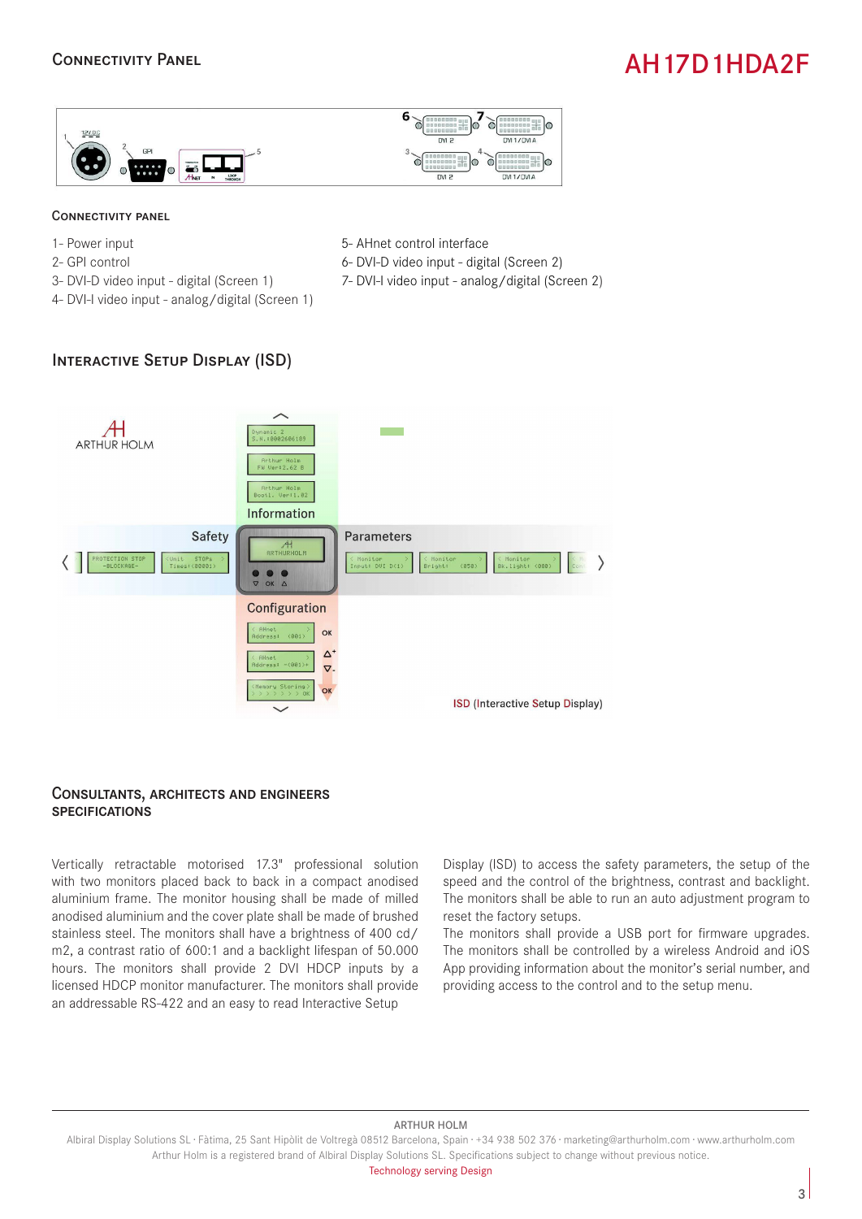## Connectivity Panel

# AH17D1HDA2F

### Connectivity panel

1- Power input
2- GPI control
3- DVI-D video input - digital (Screen 1)
4- DVI-I video input - analog/digital (Screen 1)
5- AHnet control interface
6- DVI-D video input - digital (Screen 2)
7- DVI-I video input - analog/digital (Screen 2)

## Interactive Setup Display (ISD)

ISD (Interactive Setup Display)

## Consultants, architects and engineers specifications

Vertically retractable motorised 17.3" professional solution with two monitors placed back to back in a compact anodised aluminium frame. The monitor housing shall be made of milled anodised aluminium and the cover plate shall be made of brushed stainless steel. The monitors shall have a brightness of 400 cd/m2, a contrast ratio of 600:1 and a backlight lifespan of 50.000 hours. The monitors shall provide 2 DVI HDCP inputs by a licensed HDCP monitor manufacturer. The monitors shall provide an addressable RS-422 and an easy to read Interactive Setup Display (ISD) to access the safety parameters, the setup of the speed and the control of the brightness, contrast and backlight. The monitors shall be able to run an auto adjustment program to reset the factory setups.
The monitors shall provide a USB port for firmware upgrades.
The monitors shall be controlled by a wireless Android and iOS App providing information about the monitor's serial number, and providing access to the control and to the setup menu.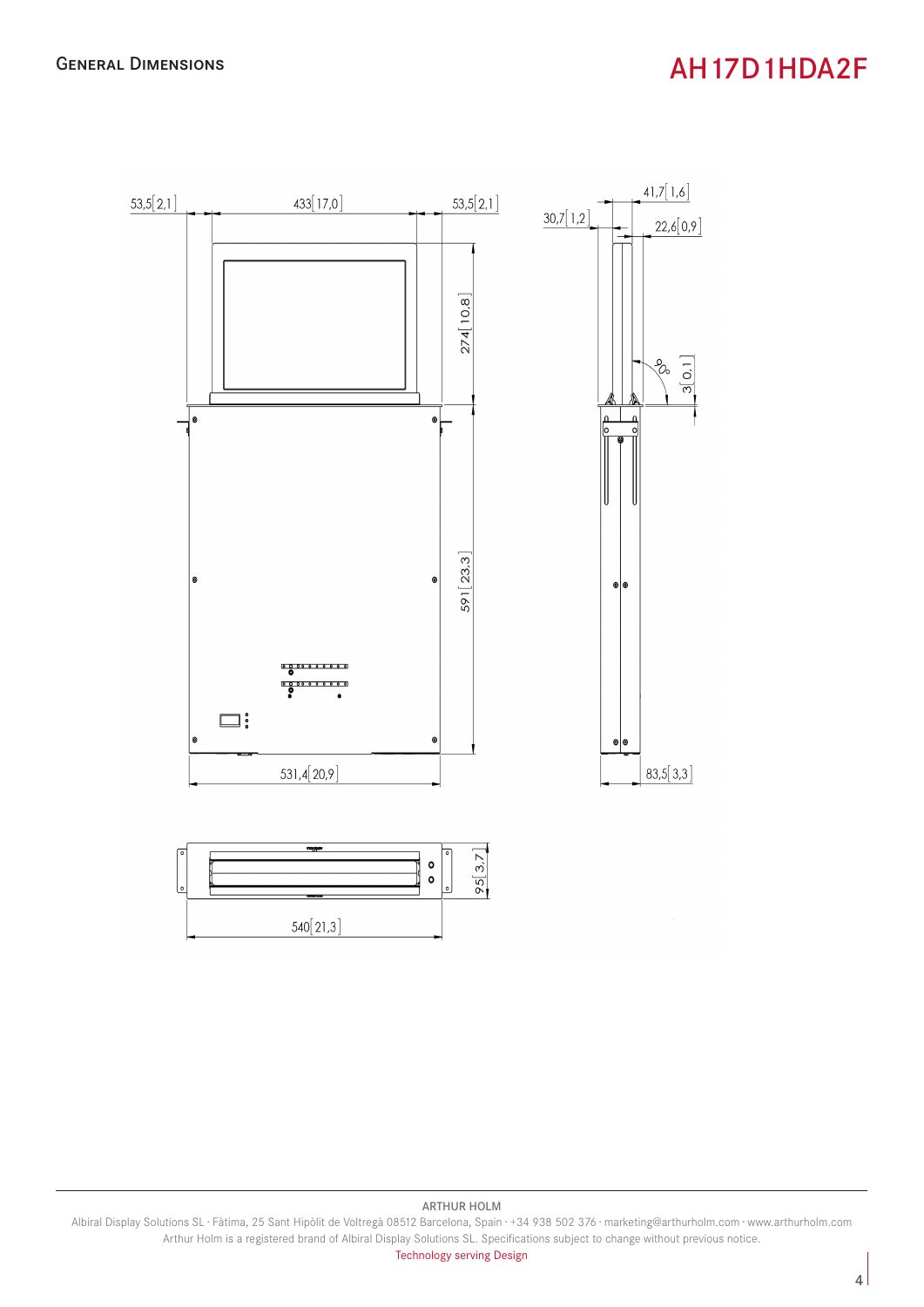# General Dimensions

## AH17D1HDA2F

53,5[2,1]
433[17,0]
53,5[2,1]
274[10,8]
591[23,3]
531,4[20,9]

41,7[1,6]
30,7[1,2]
22,6[0,9]
90°
3[0,1]
83,5[3,3]

95[3,7]
540[21,3]

ARTHUR HOLM

Albiral Display Solutions SL · Fàtima, 25 Sant Hipòlit de Voltregà 08512 Barcelona, Spain · +34 938 502 376 · marketing@arthurholm.com · www.arthurholm.com
Arthur Holm is a registered brand of Albiral Display Solutions SL. Specifications subject to change without previous notice.
Technology serving Design